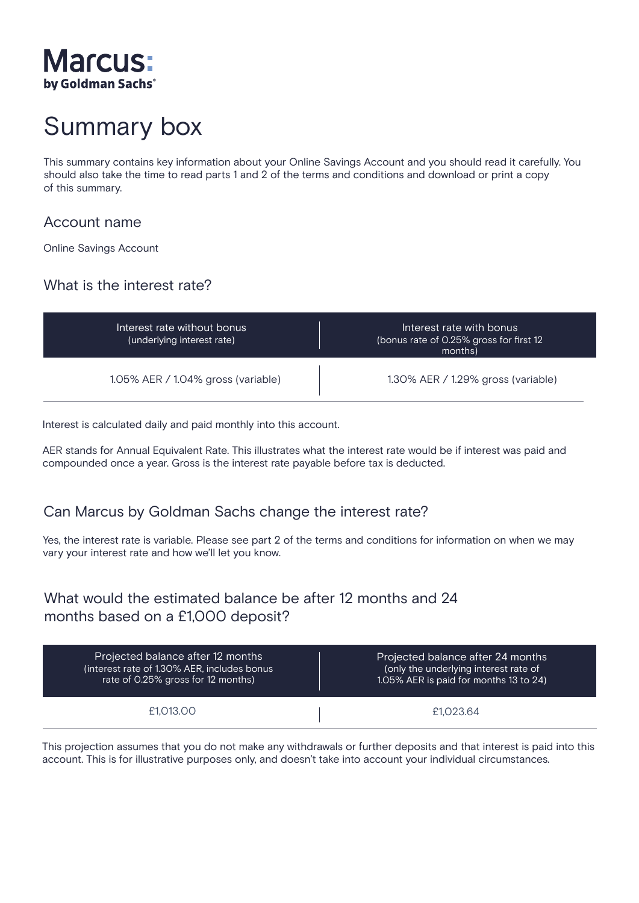Marcus: by Goldman Sachs®

# Summary box

This summary contains key information about your Online Savings Account and you should read it carefully. You should also take the time to read parts 1 and 2 of the terms and conditions and download or print a copy of this summary.

## Account name

Online Savings Account

## What is the interest rate?

| Interest rate without bonus (underlying interest rate) | Interest rate with bonus (bonus rate of 0.25% gross for first 12 months) |
|---|---|
| 1.05% AER / 1.04% gross (variable) | 1.30% AER / 1.29% gross (variable) |

Interest is calculated daily and paid monthly into this account.

AER stands for Annual Equivalent Rate. This illustrates what the interest rate would be if interest was paid and compounded once a year. Gross is the interest rate payable before tax is deducted.

## Can Marcus by Goldman Sachs change the interest rate?

Yes, the interest rate is variable. Please see part 2 of the terms and conditions for information on when we may vary your interest rate and how we'll let you know.

## What would the estimated balance be after 12 months and 24 months based on a £1,000 deposit?

| Projected balance after 12 months (interest rate of 1.30% AER, includes bonus rate of 0.25% gross for 12 months) | Projected balance after 24 months (only the underlying interest rate of 1.05% AER is paid for months 13 to 24) |
|---|---|
| £1,013.00 | £1,023.64 |

This projection assumes that you do not make any withdrawals or further deposits and that interest is paid into this account. This is for illustrative purposes only, and doesn't take into account your individual circumstances.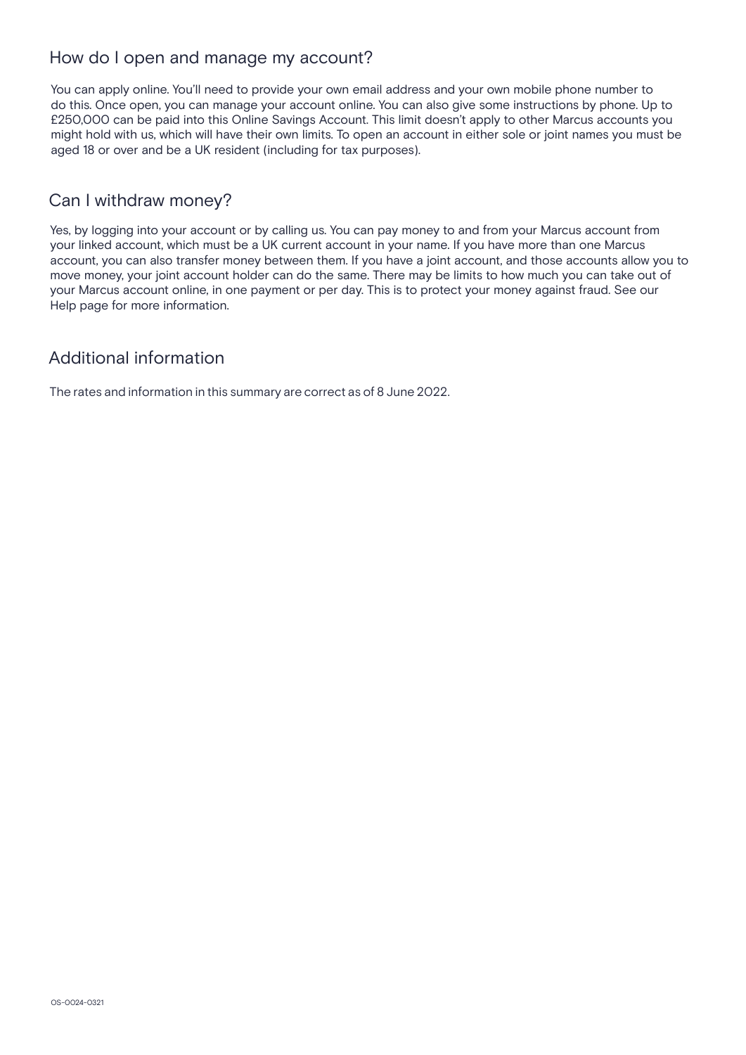## How do I open and manage my account?

You can apply online. You'll need to provide your own email address and your own mobile phone number to do this. Once open, you can manage your account online. You can also give some instructions by phone. Up to £250,000 can be paid into this Online Savings Account. This limit doesn't apply to other Marcus accounts you might hold with us, which will have their own limits. To open an account in either sole or joint names you must be aged 18 or over and be a UK resident (including for tax purposes).

## Can I withdraw money?

Yes, by logging into your account or by calling us. You can pay money to and from your Marcus account from your linked account, which must be a UK current account in your name. If you have more than one Marcus account, you can also transfer money between them. If you have a joint account, and those accounts allow you to move money, your joint account holder can do the same. There may be limits to how much you can take out of your Marcus account online, in one payment or per day. This is to protect your money against fraud. See our Help page for more information.

## Additional information

The rates and information in this summary are correct as of 8 June 2022.

OS-0024-0321